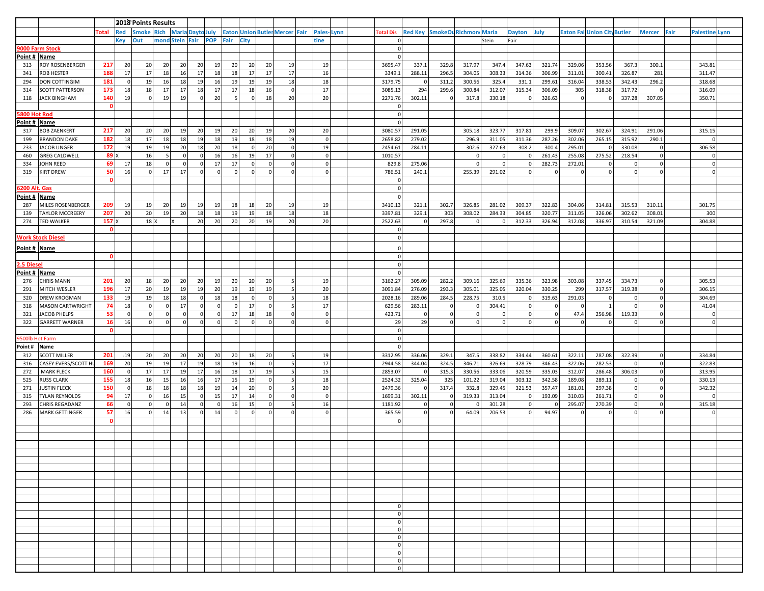# 2018 Points Results

| | | Total | Red | Smoke | Rich | Maria | Dayto | July | Eaton | Union | Butler | Mercer | Fair | Pales- | Lynn | | Total Dis | Red Key | SmokeOu | Richmond | Maria | Dayton | July | Eaton Fai | Union City | Butler | Mercer | Fair | Palestine | Lynn |
|---|---|---|---|---|---|---|---|---|---|---|---|---|---|---|---|---|---|---|---|---|---|---|---|---|---|---|---|---|---|---|
| | | | Key | Out | mond | Stein | Fair | POP | Fair | City | | | | tine | | | 0 | | | | Stein | Fair | | | | | | | | |
| **9000 Farm Stock** | | | | | | | | | | | | | | | | | 0 | | | | | | | | | | | | | |
| **Point #** | **Name** | | | | | | | | | | | | | | | | 0 | | | | | | | | | | | | | |
| 313 | ROY ROSENBERGER | 217 | 20 | 20 | 20 | 20 | 20 | 19 | 20 | 20 | 20 | 19 | | 19 | | | 3695.47 | 337.1 | 329.8 | 317.97 | 347.4 | 347.63 | 321.74 | 329.06 | 353.56 | 367.3 | 300.1 | | 343.81 | |
| 341 | ROB HESTER | 188 | 17 | 17 | 18 | 16 | 17 | 18 | 18 | 17 | 17 | 17 | | 16 | | | 3349.1 | 288.11 | 296.5 | 304.05 | 308.33 | 314.36 | 306.99 | 311.01 | 300.41 | 326.87 | 281 | | 311.47 | |
| 294 | DON COTTINGIM | 181 | 0 | 19 | 16 | 18 | 19 | 16 | 19 | 19 | 19 | 18 | | 18 | | | 3179.75 | 0 | 311.2 | 300.56 | 325.4 | 331.1 | 299.61 | 316.04 | 338.53 | 342.43 | 296.2 | | 318.68 | |
| 314 | SCOTT PATTERSON | 173 | 18 | 18 | 17 | 17 | 18 | 17 | 17 | 18 | 16 | 0 | | 17 | | | 3085.13 | 294 | 299.6 | 300.84 | 312.07 | 315.34 | 306.09 | 305 | 318.38 | 317.72 | 0 | | 316.09 | |
| 118 | JACK BINGHAM | 140 | 19 | 0 | 19 | 19 | 0 | 20 | 5 | 0 | 18 | 20 | | 20 | | | 2271.76 | 302.11 | 0 | 317.8 | 330.18 | 0 | 326.63 | 0 | 0 | 337.28 | 307.05 | | 350.71 | |
| | | 0 | | | | | | | | | | | | | | | 0 | | | | | | | | | | | | | |
| **5800 Hot Rod** | | | | | | | | | | | | | | | | | 0 | | | | | | | | | | | | | |
| **Point #** | **Name** | | | | | | | | | | | | | | | | 0 | | | | | | | | | | | | | |
| 317 | BOB ZAENKERT | 217 | 20 | 20 | 20 | 19 | 20 | 19 | 20 | 20 | 19 | 20 | | 20 | | | 3080.57 | 291.05 | | 305.18 | 323.77 | 317.81 | 299.9 | 309.07 | 302.67 | 324.91 | 291.06 | | 315.15 | |
| 199 | BRANDON DAKE | 182 | 18 | 17 | 18 | 18 | 19 | 18 | 19 | 18 | 18 | 19 | | 0 | | | 2658.82 | 279.02 | | 296.9 | 311.05 | 311.36 | 287.26 | 302.06 | 265.15 | 315.92 | 290.1 | | 0 | |
| 233 | JACOB UNGER | 172 | 19 | 19 | 19 | 20 | 18 | 20 | 18 | 0 | 20 | 0 | | 19 | | | 2454.61 | 284.11 | | 302.6 | 327.63 | 308.2 | 300.4 | 295.01 | 0 | 330.08 | 0 | | 306.58 | |
| 460 | GREG CALDWELL | 89 | X | 16 | 5 | 0 | 0 | 16 | 16 | 19 | 17 | 0 | | 0 | | | 1010.57 | | | 0 | 0 | 0 | 261.43 | 255.08 | 275.52 | 218.54 | 0 | | 0 | |
| 334 | JOHN REED | 69 | 17 | 18 | 0 | 0 | 0 | 17 | 17 | 0 | 0 | 0 | | 0 | | | 829.8 | 275.06 | | 0 | 0 | 0 | 282.73 | 272.01 | 0 | 0 | 0 | | 0 | |
| 319 | KIRT DREW | 50 | 16 | 0 | 17 | 17 | 0 | 0 | 0 | 0 | 0 | 0 | | 0 | | | 786.51 | 240.1 | | 255.39 | 291.02 | 0 | 0 | 0 | 0 | 0 | 0 | | 0 | |
| | | 0 | | | | | | | | | | | | | | | 0 | | | | | | | | | | | | | |
| **6200 Alt. Gas** | | | | | | | | | | | | | | | | | 0 | | | | | | | | | | | | | |
| **Point #** | **Name** | | | | | | | | | | | | | | | | 0 | | | | | | | | | | | | | |
| 287 | MILES ROSENBERGER | 209 | 19 | 19 | 20 | 19 | 19 | 19 | 18 | 18 | 20 | 19 | | 19 | | | 3410.13 | 321.1 | 302.7 | 326.85 | 281.02 | 309.37 | 322.83 | 304.06 | 314.81 | 315.53 | 310.11 | | 301.75 | |
| 139 | TAYLOR MCCREERY | 207 | 20 | 20 | 19 | 20 | 18 | 18 | 19 | 19 | 18 | 18 | | 18 | | | 3397.81 | 329.1 | 303 | 308.02 | 284.33 | 304.85 | 320.77 | 311.05 | 326.06 | 302.62 | 308.01 | | 300 | |
| 274 | TED WALKER | 157 | X | 18 | X | X | 20 | 20 | 20 | 20 | 19 | 20 | | 20 | | | 2522.63 | 0 | 297.8 | 0 | 0 | 312.33 | 326.94 | 312.08 | 336.97 | 310.54 | 321.09 | | 304.88 | |
| | | 0 | | | | | | | | | | | | | | | 0 | | | | | | | | | | | | | |
| **Work Stock Diesel** | | | | | | | | | | | | | | | | | 0 | | | | | | | | | | | | | |
| **Point #** | **Name** | | | | | | | | | | | | | | | | 0 | | | | | | | | | | | | | |
| | | 0 | | | | | | | | | | | | | | | 0 | | | | | | | | | | | | | |
| **2.5 Diesel** | | | | | | | | | | | | | | | | | 0 | | | | | | | | | | | | | |
| **Point #** | **Name** | | | | | | | | | | | | | | | | 0 | | | | | | | | | | | | | |
| 276 | CHRIS MANN | 201 | 20 | 18 | 20 | 20 | 20 | 19 | 20 | 20 | 20 | 5 | | 19 | | | 3162.27 | 305.09 | 282.2 | 309.16 | 325.69 | 335.36 | 323.98 | 303.08 | 337.45 | 334.73 | 0 | | 305.53 | |
| 291 | MITCH WESLER | 196 | 17 | 20 | 19 | 19 | 19 | 20 | 19 | 19 | 19 | 5 | | 20 | | | 3091.84 | 276.09 | 293.3 | 305.01 | 325.05 | 320.04 | 330.25 | 299 | 317.57 | 319.38 | 0 | | 306.15 | |
| 320 | DREW KROGMAN | 133 | 19 | 19 | 18 | 18 | 0 | 18 | 18 | 0 | 0 | 5 | | 18 | | | 2028.16 | 289.06 | 284.5 | 228.75 | 310.5 | 0 | 319.63 | 291.03 | 0 | 0 | 0 | | 304.69 | |
| 318 | MASON CARTWRIGHT | 74 | 18 | 0 | 0 | 17 | 0 | 0 | 0 | 17 | 0 | 5 | | 17 | | | 629.56 | 283.11 | 0 | 0 | 304.41 | 0 | 0 | 0 | 1 | 0 | 0 | | 41.04 | |
| 321 | JACOB PHELPS | 53 | 0 | 0 | 0 | 0 | 0 | 0 | 17 | 18 | 18 | 0 | | 0 | | | 423.71 | 0 | 0 | 0 | 0 | 0 | 0 | 47.4 | 256.98 | 119.33 | 0 | | 0 | |
| 322 | GARRETT WARNER | 16 | 16 | 0 | 0 | 0 | 0 | 0 | 0 | 0 | 0 | 0 | | 0 | | | 29 | 29 | 0 | 0 | 0 | 0 | 0 | 0 | 0 | 0 | 0 | | 0 | |
| | | 0 | | | | | | | | | | | | | | | 0 | | | | | | | | | | | | | |
| 9500lb Hot Farm | | | | | | | | | | | | | | | | | 0 | | | | | | | | | | | | | |
| Point # | Name | | | | | | | | | | | | | | | | 0 | | | | | | | | | | | | | |
| 312 | SCOTT MILLER | 201 | 19 | 20 | 20 | 20 | 20 | 20 | 20 | 18 | 20 | 5 | | 19 | | | 3312.95 | 336.06 | 329.1 | 347.5 | 338.82 | 334.44 | 360.61 | 322.11 | 287.08 | 322.39 | 0 | | 334.84 | |
| 316 | CASEY EVERS/SCOTT HU | 169 | 20 | 19 | 19 | 17 | 19 | 18 | 19 | 16 | 0 | 5 | | 17 | | | 2944.58 | 344.04 | 324.5 | 346.71 | 326.69 | 328.79 | 346.43 | 322.06 | 282.53 | 0 | 0 | | 322.83 | |
| 272 | MARK FLECK | 160 | 0 | 17 | 17 | 19 | 17 | 16 | 18 | 17 | 19 | 5 | | 15 | | | 2853.07 | 0 | 315.3 | 330.56 | 333.06 | 320.59 | 335.03 | 312.07 | 286.48 | 306.03 | 0 | | 313.95 | |
| 525 | RUSS CLARK | 155 | 18 | 16 | 15 | 16 | 16 | 17 | 15 | 19 | 0 | 5 | | 18 | | | 2524.32 | 325.04 | 325 | 101.22 | 319.04 | 303.12 | 342.58 | 189.08 | 289.11 | 0 | 0 | | 330.13 | |
| 271 | JUSTIN FLECK | 150 | 0 | 18 | 18 | 18 | 18 | 19 | 14 | 20 | 0 | 5 | | 20 | | | 2479.36 | 0 | 317.4 | 332.8 | 329.45 | 321.53 | 357.47 | 181.01 | 297.38 | 0 | 0 | | 342.32 | |
| 315 | TYLAN REYNOLDS | 94 | 17 | 0 | 16 | 15 | 0 | 15 | 17 | 14 | 0 | 0 | | 0 | | | 1699.31 | 302.11 | 0 | 319.33 | 313.04 | 0 | 193.09 | 310.03 | 261.71 | 0 | 0 | | 0 | |
| 293 | CHRIS REGADANZ | 66 | 0 | 0 | 0 | 14 | 0 | 0 | 16 | 15 | 0 | 5 | | 16 | | | 1181.92 | 0 | 0 | 0 | 301.28 | 0 | 0 | 295.07 | 270.39 | 0 | 0 | | 315.18 | |
| 286 | MARK GETTINGER | 57 | 16 | 0 | 14 | 13 | 0 | 14 | 0 | 0 | 0 | 0 | | 0 | | | 365.59 | 0 | 0 | 64.09 | 206.53 | 0 | 94.97 | 0 | 0 | 0 | 0 | | 0 | |
| | | 0 | | | | | | | | | | | | | | | 0 | | | | | | | | | | | | | |
| | | | | | | | | | | | | | | | | | 0 | | | | | | | | | | | | | |
| | | | | | | | | | | | | | | | | | 0 | | | | | | | | | | | | | |
| | | | | | | | | | | | | | | | | | 0 | | | | | | | | | | | | | |
| | | | | | | | | | | | | | | | | | 0 | | | | | | | | | | | | | |
| | | | | | | | | | | | | | | | | | 0 | | | | | | | | | | | | | |
| | | | | | | | | | | | | | | | | | 0 | | | | | | | | | | | | | |
| | | | | | | | | | | | | | | | | | 0 | | | | | | | | | | | | | |
| | | | | | | | | | | | | | | | | | 0 | | | | | | | | | | | | | |
| | | | | | | | | | | | | | | | | | 0 | | | | | | | | | | | | | |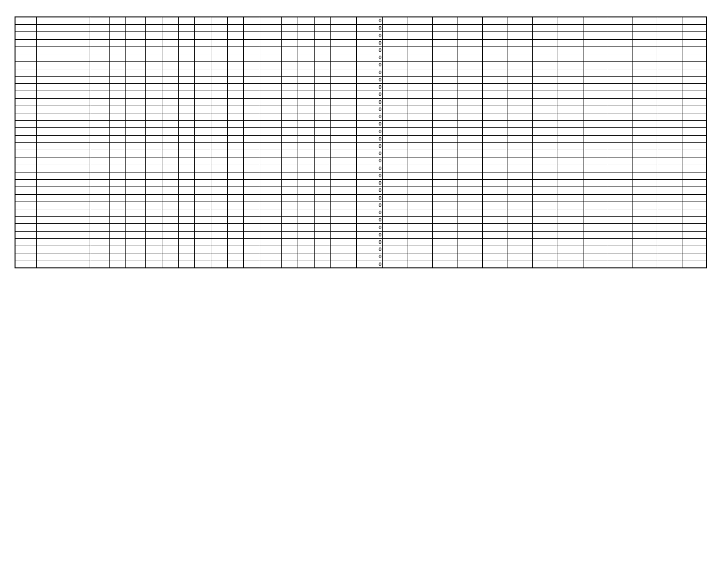| | | | | | | | | | | | | | | | | | | | | | | | | | | | | | | |
|---|---|---|---|---|---|---|---|---|---|---|---|---|---|---|---|---|---|---|---|---|---|---|---|---|---|---|---|---|---|---|
| | | | | | | | | | | | | | | | | | 0 | | | | | | | | | | | | | |
| | | | | | | | | | | | | | | | | | 0 | | | | | | | | | | | | | |
| | | | | | | | | | | | | | | | | | 0 | | | | | | | | | | | | | |
| | | | | | | | | | | | | | | | | | 0 | | | | | | | | | | | | | |
| | | | | | | | | | | | | | | | | | 0 | | | | | | | | | | | | | |
| | | | | | | | | | | | | | | | | | 0 | | | | | | | | | | | | | |
| | | | | | | | | | | | | | | | | | 0 | | | | | | | | | | | | | |
| | | | | | | | | | | | | | | | | | 0 | | | | | | | | | | | | | |
| | | | | | | | | | | | | | | | | | 0 | | | | | | | | | | | | | |
| | | | | | | | | | | | | | | | | | 0 | | | | | | | | | | | | | |
| | | | | | | | | | | | | | | | | | 0 | | | | | | | | | | | | | |
| | | | | | | | | | | | | | | | | | 0 | | | | | | | | | | | | | |
| | | | | | | | | | | | | | | | | | 0 | | | | | | | | | | | | | |
| | | | | | | | | | | | | | | | | | 0 | | | | | | | | | | | | | |
| | | | | | | | | | | | | | | | | | 0 | | | | | | | | | | | | | |
| | | | | | | | | | | | | | | | | | 0 | | | | | | | | | | | | | |
| | | | | | | | | | | | | | | | | | 0 | | | | | | | | | | | | | |
| | | | | | | | | | | | | | | | | | 0 | | | | | | | | | | | | | |
| | | | | | | | | | | | | | | | | | 0 | | | | | | | | | | | | | |
| | | | | | | | | | | | | | | | | | 0 | | | | | | | | | | | | | |
| | | | | | | | | | | | | | | | | | 0 | | | | | | | | | | | | | |
| | | | | | | | | | | | | | | | | | 0 | | | | | | | | | | | | | |
| | | | | | | | | | | | | | | | | | 0 | | | | | | | | | | | | | |
| | | | | | | | | | | | | | | | | | 0 | | | | | | | | | | | | | |
| | | | | | | | | | | | | | | | | | 0 | | | | | | | | | | | | | |
| | | | | | | | | | | | | | | | | | 0 | | | | | | | | | | | | | |
| | | | | | | | | | | | | | | | | | 0 | | | | | | | | | | | | | |
| | | | | | | | | | | | | | | | | | 0 | | | | | | | | | | | | | |
| | | | | | | | | | | | | | | | | | 0 | | | | | | | | | | | | | |
| | | | | | | | | | | | | | | | | | 0 | | | | | | | | | | | | | |
| | | | | | | | | | | | | | | | | | 0 | | | | | | | | | | | | | |
| | | | | | | | | | | | | | | | | | 0 | | | | | | | | | | | | | |
| | | | | | | | | | | | | | | | | | 0 | | | | | | | | | | | | | |
| | | | | | | | | | | | | | | | | | 0 | | | | | | | | | | | | | |